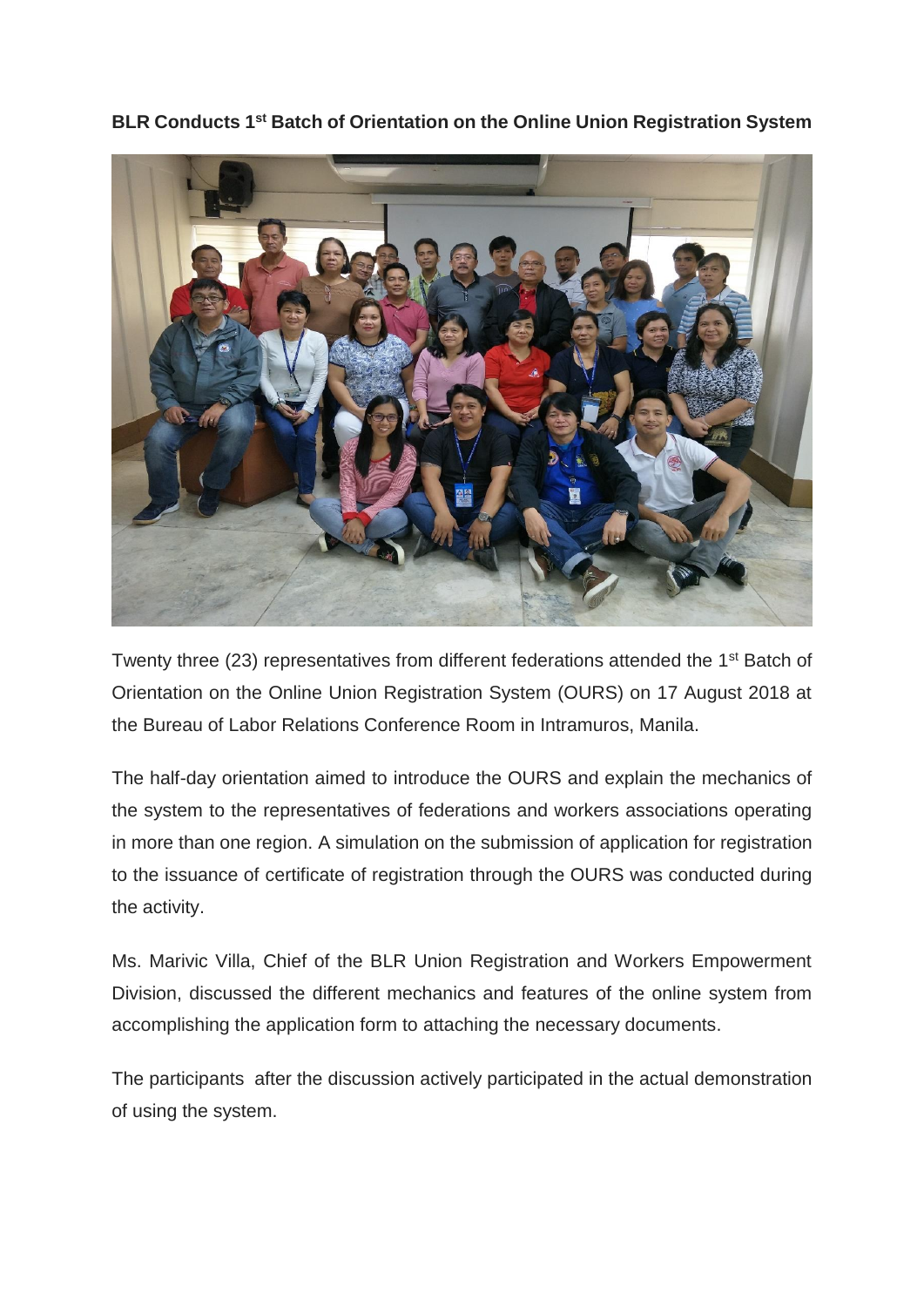**BLR Conducts 1st Batch of Orientation on the Online Union Registration System**

Twenty three (23) representatives from different federations attended the 1st Batch of Orientation on the Online Union Registration System (OURS) on 17 August 2018 at the Bureau of Labor Relations Conference Room in Intramuros, Manila.

The half-day orientation aimed to introduce the OURS and explain the mechanics of the system to the representatives of federations and workers associations operating in more than one region. A simulation on the submission of application for registration to the issuance of certificate of registration through the OURS was conducted during the activity.

Ms. Marivic Villa, Chief of the BLR Union Registration and Workers Empowerment Division, discussed the different mechanics and features of the online system from accomplishing the application form to attaching the necessary documents.

The participants after the discussion actively participated in the actual demonstration of using the system.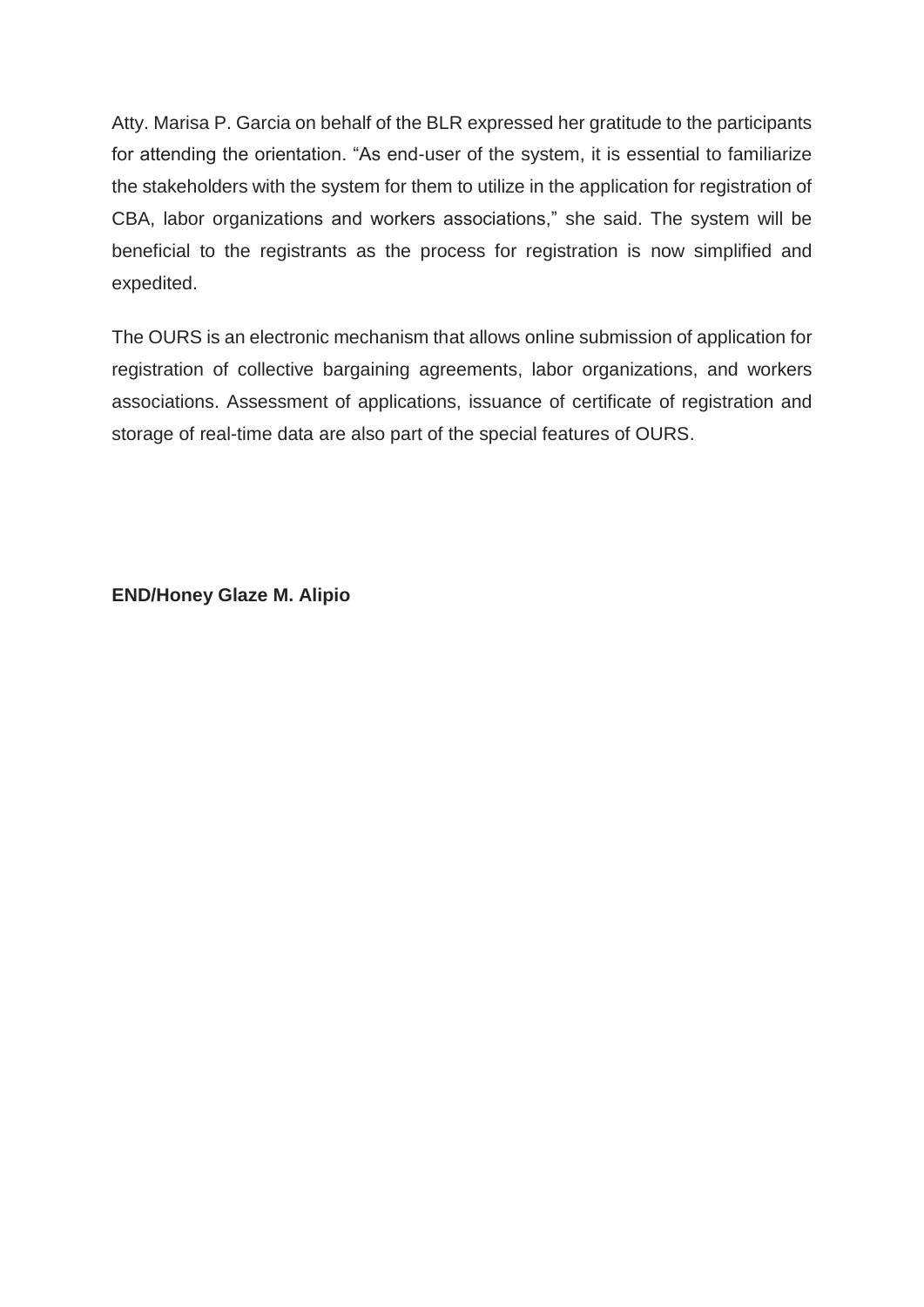Atty. Marisa P. Garcia on behalf of the BLR expressed her gratitude to the participants for attending the orientation. “As end-user of the system, it is essential to familiarize the stakeholders with the system for them to utilize in the application for registration of CBA, labor organizations and workers associations,” she said. The system will be beneficial to the registrants as the process for registration is now simplified and expedited.

The OURS is an electronic mechanism that allows online submission of application for registration of collective bargaining agreements, labor organizations, and workers associations. Assessment of applications, issuance of certificate of registration and storage of real-time data are also part of the special features of OURS.

**END/Honey Glaze M. Alipio**